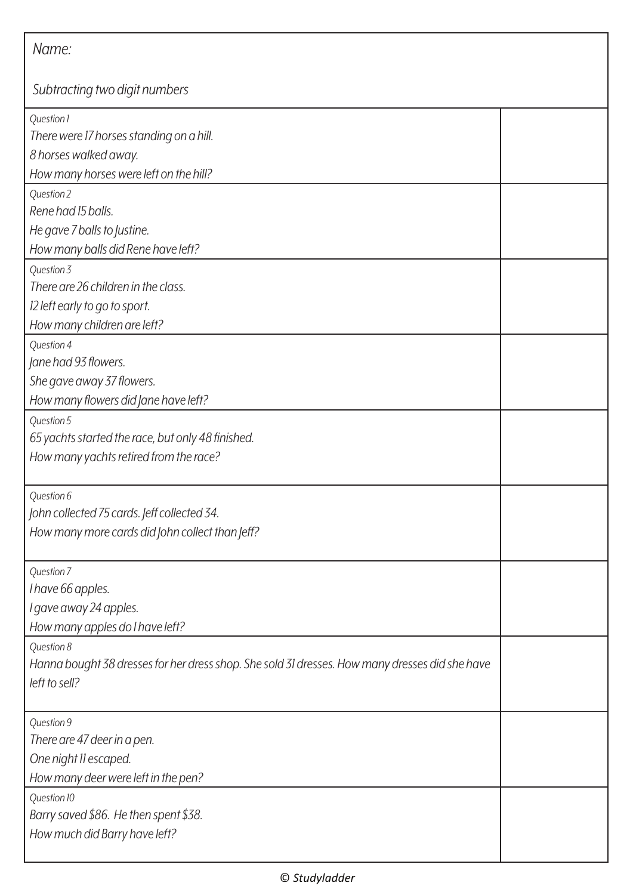*Name:*

*Subtracting two digit numbers*

| | |
|---|---|
| *Question 1*<br>*There were 17 horses standing on a hill.*<br>*8 horses walked away.*<br>*How many horses were left on the hill?* | |
| *Question 2*<br>*Rene had 15 balls.*<br>*He gave 7 balls to Justine.*<br>*How many balls did Rene have left?* | |
| *Question 3*<br>*There are 26 children in the class.*<br>*12 left early to go to sport.*<br>*How many children are left?* | |
| *Question 4*<br>*Jane had 93 flowers.*<br>*She gave away 37 flowers.*<br>*How many flowers did Jane have left?* | |
| *Question 5*<br>*65 yachts started the race, but only 48 finished.*<br>*How many yachts retired from the race?* | |
| *Question 6*<br>*John collected 75 cards. Jeff collected 34.*<br>*How many more cards did John collect than Jeff?* | |
| *Question 7*<br>*I have 66 apples.*<br>*I gave away 24 apples.*<br>*How many apples do I have left?* | |
| *Question 8*<br>*Hanna bought 38 dresses for her dress shop. She sold 31 dresses. How many dresses did she have left to sell?* | |
| *Question 9*<br>*There are 47 deer in a pen.*<br>*One night 11 escaped.*<br>*How many deer were left in the pen?* | |
| *Question 10*<br>*Barry saved $86. He then spent $38.*<br>*How much did Barry have left?* | |

*© Studyladder*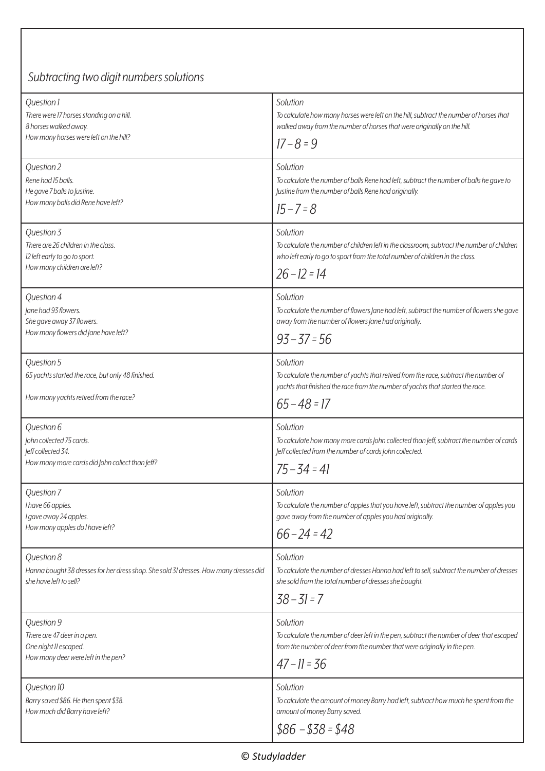## Subtracting two digit numbers solutions

| | |
|---|---|
| *Question 1*<br>*There were 17 horses standing on a hill.*<br>*8 horses walked away.*<br>*How many horses were left on the hill?* | *Solution*<br>*To calculate how many horses were left on the hill, subtract the number of horses that walked away from the number of horses that were originally on the hill.*<br>$17 - 8 = 9$ |
| *Question 2*<br>*Rene had 15 balls.*<br>*He gave 7 balls to Justine.*<br>*How many balls did Rene have left?* | *Solution*<br>*To calculate the number of balls Rene had left, subtract the number of balls he gave to Justine from the number of balls Rene had originally.*<br>$15 - 7 = 8$ |
| *Question 3*<br>*There are 26 children in the class.*<br>*12 left early to go to sport.*<br>*How many children are left?* | *Solution*<br>*To calculate the number of children left in the classroom, subtract the number of children who left early to go to sport from the total number of children in the class.*<br>$26 - 12 = 14$ |
| *Question 4*<br>*Jane had 93 flowers.*<br>*She gave away 37 flowers.*<br>*How many flowers did Jane have left?* | *Solution*<br>*To calculate the number of flowers Jane had left, subtract the number of flowers she gave away from the number of flowers Jane had originally.*<br>$93 - 37 = 56$ |
| *Question 5*<br>*65 yachts started the race, but only 48 finished.*<br>*How many yachts retired from the race?* | *Solution*<br>*To calculate the number of yachts that retired from the race, subtract the number of yachts that finished the race from the number of yachts that started the race.*<br>$65 - 48 = 17$ |
| *Question 6*<br>*John collected 75 cards.*<br>*Jeff collected 34.*<br>*How many more cards did John collect than Jeff?* | *Solution*<br>*To calculate how many more cards John collected than Jeff, subtract the number of cards Jeff collected from the number of cards John collected.*<br>$75 - 34 = 41$ |
| *Question 7*<br>*I have 66 apples.*<br>*I gave away 24 apples.*<br>*How many apples do I have left?* | *Solution*<br>*To calculate the number of apples that you have left, subtract the number of apples you gave away from the number of apples you had originally.*<br>$66 - 24 = 42$ |
| *Question 8*<br>*Hanna bought 38 dresses for her dress shop. She sold 31 dresses. How many dresses did she have left to sell?* | *Solution*<br>*To calculate the number of dresses Hanna had left to sell, subtract the number of dresses she sold from the total number of dresses she bought.*<br>$38 - 31 = 7$ |
| *Question 9*<br>*There are 47 deer in a pen.*<br>*One night 11 escaped.*<br>*How many deer were left in the pen?* | *Solution*<br>*To calculate the number of deer left in the pen, subtract the number of deer that escaped from the number of deer from the number that were originally in the pen.*<br>$47 - 11 = 36$ |
| *Question 10*<br>*Barry saved \$86. He then spent \$38.*<br>*How much did Barry have left?* | *Solution*<br>*To calculate the amount of money Barry had left, subtract how much he spent from the amount of money Barry saved.*<br>$\$86 - \$38 = \$48$ |

© *Studyladder*